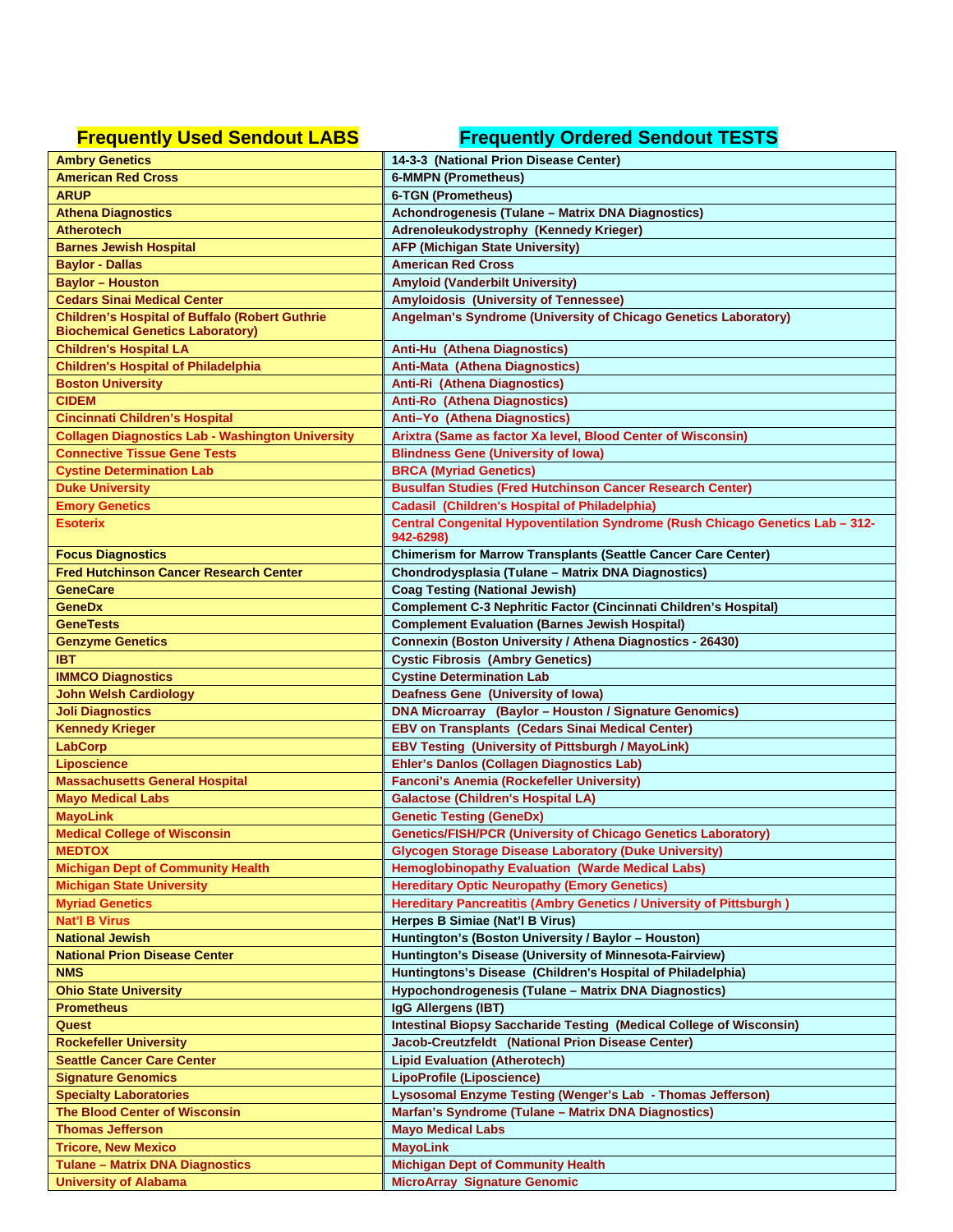| Frequently Used Sendout LABS | Frequently Ordered Sendout TESTS |
|---|---|
| Ambry Genetics | 14-3-3 (National Prion Disease Center) |
| American Red Cross | 6-MMPN (Prometheus) |
| ARUP | 6-TGN (Prometheus) |
| Athena Diagnostics | Achondrogenesis (Tulane – Matrix DNA Diagnostics) |
| Atherotech | Adrenoleukodystrophy (Kennedy Krieger) |
| Barnes Jewish Hospital | AFP (Michigan State University) |
| Baylor - Dallas | American Red Cross |
| Baylor – Houston | Amyloid (Vanderbilt University) |
| Cedars Sinai Medical Center | Amyloidosis (University of Tennessee) |
| Children's Hospital of Buffalo (Robert Guthrie Biochemical Genetics Laboratory) | Angelman's Syndrome (University of Chicago Genetics Laboratory) |
| Children's Hospital LA | Anti-Hu (Athena Diagnostics) |
| Children's Hospital of Philadelphia | Anti-Mata (Athena Diagnostics) |
| Boston University | Anti-Ri (Athena Diagnostics) |
| CIDEM | Anti-Ro (Athena Diagnostics) |
| Cincinnati Children's Hospital | Anti–Yo (Athena Diagnostics) |
| Collagen Diagnostics Lab - Washington University | Arixtra (Same as factor Xa level, Blood Center of Wisconsin) |
| Connective Tissue Gene Tests | Blindness Gene (University of Iowa) |
| Cystine Determination Lab | BRCA (Myriad Genetics) |
| Duke University | Busulfan Studies (Fred Hutchinson Cancer Research Center) |
| Emory Genetics | Cadasil (Children's Hospital of Philadelphia) |
| Esoterix | Central Congenital Hypoventilation Syndrome (Rush Chicago Genetics Lab – 312-942-6298) |
| Focus Diagnostics | Chimerism for Marrow Transplants (Seattle Cancer Care Center) |
| Fred Hutchinson Cancer Research Center | Chondrodysplasia (Tulane – Matrix DNA Diagnostics) |
| GeneCare | Coag Testing (National Jewish) |
| GeneDx | Complement C-3 Nephritic Factor (Cincinnati Children's Hospital) |
| GeneTests | Complement Evaluation (Barnes Jewish Hospital) |
| Genzyme Genetics | Connexin (Boston University / Athena Diagnostics - 26430) |
| IBT | Cystic Fibrosis (Ambry Genetics) |
| IMMCO Diagnostics | Cystine Determination Lab |
| John Welsh Cardiology | Deafness Gene (University of Iowa) |
| Joli Diagnostics | DNA Microarray (Baylor – Houston / Signature Genomics) |
| Kennedy Krieger | EBV on Transplants (Cedars Sinai Medical Center) |
| LabCorp | EBV Testing (University of Pittsburgh / MayoLink) |
| Liposcience | Ehler's Danlos (Collagen Diagnostics Lab) |
| Massachusetts General Hospital | Fanconi's Anemia (Rockefeller University) |
| Mayo Medical Labs | Galactose (Children's Hospital LA) |
| MayoLink | Genetic Testing (GeneDx) |
| Medical College of Wisconsin | Genetics/FISH/PCR (University of Chicago Genetics Laboratory) |
| MEDTOX | Glycogen Storage Disease Laboratory (Duke University) |
| Michigan Dept of Community Health | Hemoglobinopathy Evaluation (Warde Medical Labs) |
| Michigan State University | Hereditary Optic Neuropathy (Emory Genetics) |
| Myriad Genetics | Hereditary Pancreatitis (Ambry Genetics / University of Pittsburgh ) |
| Nat'l B Virus | Herpes B Simiae (Nat'l B Virus) |
| National Jewish | Huntington's (Boston University / Baylor – Houston) |
| National Prion Disease Center | Huntington's Disease (University of Minnesota-Fairview) |
| NMS | Huntingtons's Disease (Children's Hospital of Philadelphia) |
| Ohio State University | Hypochondrogenesis (Tulane – Matrix DNA Diagnostics) |
| Prometheus | IgG Allergens (IBT) |
| Quest | Intestinal Biopsy Saccharide Testing (Medical College of Wisconsin) |
| Rockefeller University | Jacob-Creutzfeldt (National Prion Disease Center) |
| Seattle Cancer Care Center | Lipid Evaluation (Atherotech) |
| Signature Genomics | LipoProfile (Liposcience) |
| Specialty Laboratories | Lysosomal Enzyme Testing (Wenger's Lab - Thomas Jefferson) |
| The Blood Center of Wisconsin | Marfan's Syndrome (Tulane – Matrix DNA Diagnostics) |
| Thomas Jefferson | Mayo Medical Labs |
| Tricore, New Mexico | MayoLink |
| Tulane – Matrix DNA Diagnostics | Michigan Dept of Community Health |
| University of Alabama | MicroArray Signature Genomic |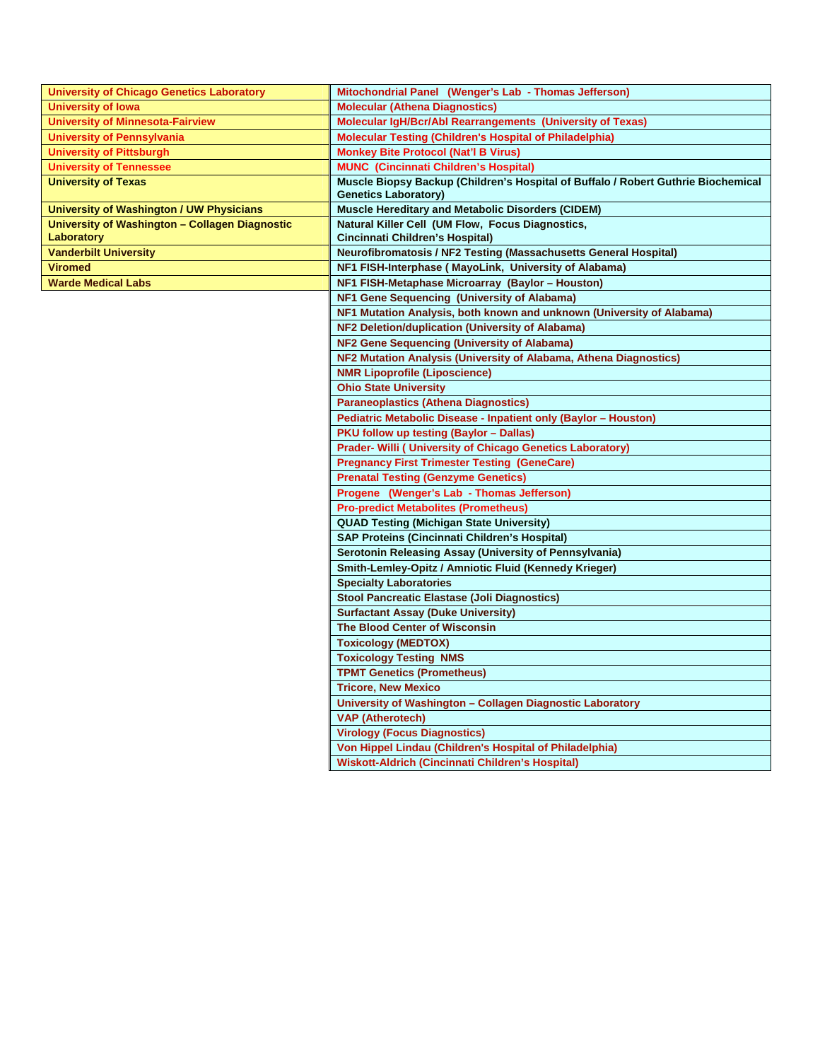| | |
|---|---|
| University of Chicago Genetics Laboratory | Mitochondrial Panel (Wenger's Lab - Thomas Jefferson) |
| University of Iowa | Molecular (Athena Diagnostics) |
| University of Minnesota-Fairview | Molecular IgH/Bcr/Abl Rearrangements (University of Texas) |
| University of Pennsylvania | Molecular Testing (Children's Hospital of Philadelphia) |
| University of Pittsburgh | Monkey Bite Protocol (Nat'l B Virus) |
| University of Tennessee | MUNC (Cincinnati Children's Hospital) |
| University of Texas | Muscle Biopsy Backup (Children's Hospital of Buffalo / Robert Guthrie Biochemical Genetics Laboratory) |
| University of Washington / UW Physicians | Muscle Hereditary and Metabolic Disorders (CIDEM) |
| University of Washington – Collagen Diagnostic Laboratory | Natural Killer Cell (UM Flow, Focus Diagnostics, Cincinnati Children's Hospital) |
| Vanderbilt University | Neurofibromatosis / NF2 Testing (Massachusetts General Hospital) |
| Viromed | NF1 FISH-Interphase ( MayoLink, University of Alabama) |
| Warde Medical Labs | NF1 FISH-Metaphase Microarray (Baylor – Houston) |
| | NF1 Gene Sequencing (University of Alabama) |
| | NF1 Mutation Analysis, both known and unknown (University of Alabama) |
| | NF2 Deletion/duplication (University of Alabama) |
| | NF2 Gene Sequencing (University of Alabama) |
| | NF2 Mutation Analysis (University of Alabama, Athena Diagnostics) |
| | NMR Lipoprofile (Liposcience) |
| | Ohio State University |
| | Paraneoplastics (Athena Diagnostics) |
| | Pediatric Metabolic Disease - Inpatient only (Baylor – Houston) |
| | PKU follow up testing (Baylor – Dallas) |
| | Prader- Willi ( University of Chicago Genetics Laboratory) |
| | Pregnancy First Trimester Testing (GeneCare) |
| | Prenatal Testing (Genzyme Genetics) |
| | Progene (Wenger's Lab - Thomas Jefferson) |
| | Pro-predict Metabolites (Prometheus) |
| | QUAD Testing (Michigan State University) |
| | SAP Proteins (Cincinnati Children's Hospital) |
| | Serotonin Releasing Assay (University of Pennsylvania) |
| | Smith-Lemley-Opitz / Amniotic Fluid (Kennedy Krieger) |
| | Specialty Laboratories |
| | Stool Pancreatic Elastase (Joli Diagnostics) |
| | Surfactant Assay (Duke University) |
| | The Blood Center of Wisconsin |
| | Toxicology (MEDTOX) |
| | Toxicology Testing NMS |
| | TPMT Genetics (Prometheus) |
| | Tricore, New Mexico |
| | University of Washington – Collagen Diagnostic Laboratory |
| | VAP (Atherotech) |
| | Virology (Focus Diagnostics) |
| | Von Hippel Lindau (Children's Hospital of Philadelphia) |
| | Wiskott-Aldrich (Cincinnati Children's Hospital) |